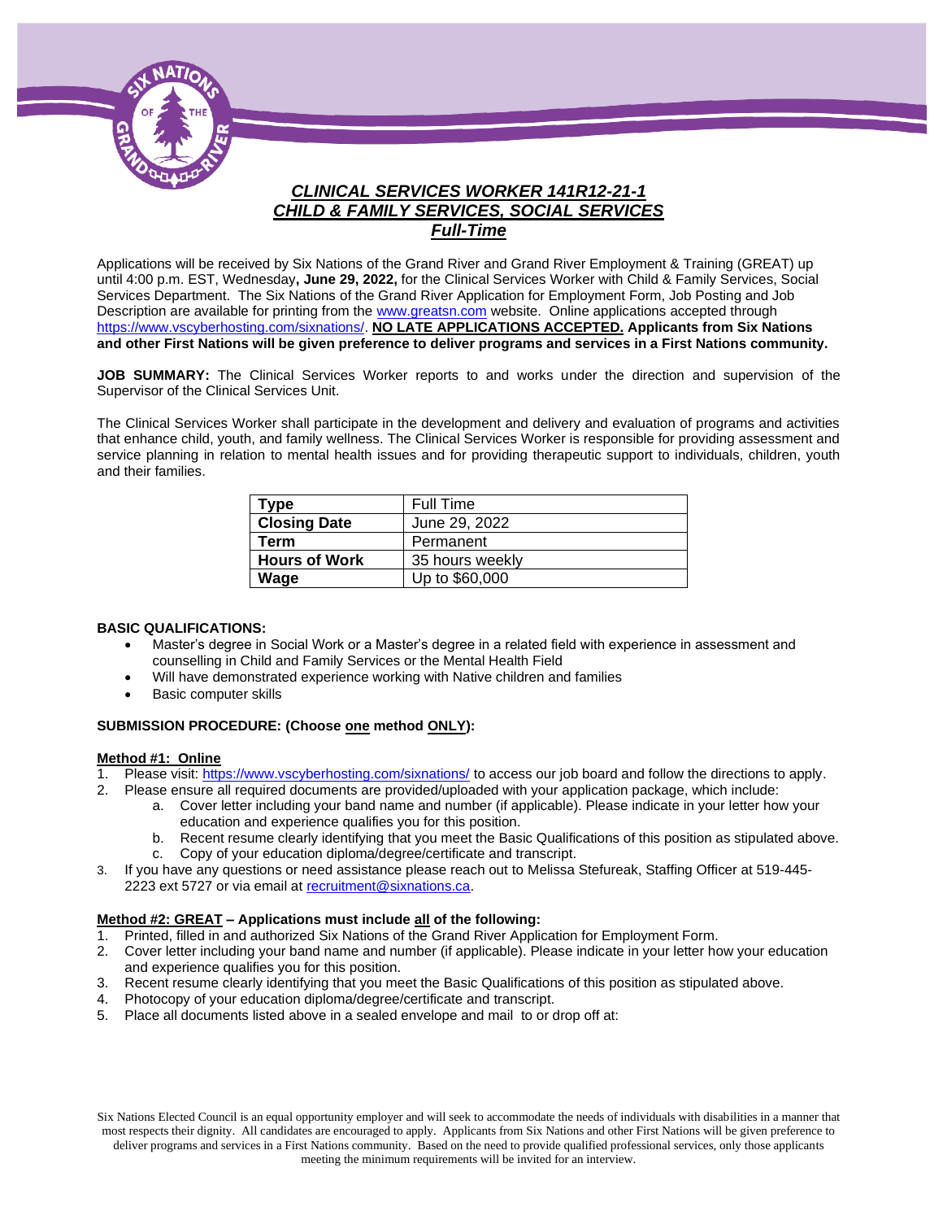# *CLINICAL SERVICES WORKER 141R12-21-1*
# *CHILD & FAMILY SERVICES, SOCIAL SERVICES*
# *Full-Time*

Applications will be received by Six Nations of the Grand River and Grand River Employment & Training (GREAT) up until 4:00 p.m. EST, Wednesday**, June 29, 2022,** for the Clinical Services Worker with Child & Family Services, Social Services Department. The Six Nations of the Grand River Application for Employment Form, Job Posting and Job Description are available for printing from the www.greatsn.com website. Online applications accepted through https://www.vscyberhosting.com/sixnations/. **NO LATE APPLICATIONS ACCEPTED. Applicants from Six Nations and other First Nations will be given preference to deliver programs and services in a First Nations community.**

**JOB SUMMARY:** The Clinical Services Worker reports to and works under the direction and supervision of the Supervisor of the Clinical Services Unit.

The Clinical Services Worker shall participate in the development and delivery and evaluation of programs and activities that enhance child, youth, and family wellness. The Clinical Services Worker is responsible for providing assessment and service planning in relation to mental health issues and for providing therapeutic support to individuals, children, youth and their families.

| | |
|---|---|
| **Type** | Full Time |
| **Closing Date** | June 29, 2022 |
| **Term** | Permanent |
| **Hours of Work** | 35 hours weekly |
| **Wage** | Up to $60,000 |

**BASIC QUALIFICATIONS:**

- Master's degree in Social Work or a Master's degree in a related field with experience in assessment and counselling in Child and Family Services or the Mental Health Field
- Will have demonstrated experience working with Native children and families
- Basic computer skills

**SUBMISSION PROCEDURE: (Choose one method ONLY):**

**Method #1: Online**

1. Please visit: https://www.vscyberhosting.com/sixnations/ to access our job board and follow the directions to apply.
2. Please ensure all required documents are provided/uploaded with your application package, which include:
   a. Cover letter including your band name and number (if applicable). Please indicate in your letter how your education and experience qualifies you for this position.
   b. Recent resume clearly identifying that you meet the Basic Qualifications of this position as stipulated above.
   c. Copy of your education diploma/degree/certificate and transcript.
3. If you have any questions or need assistance please reach out to Melissa Stefureak, Staffing Officer at 519-445-2223 ext 5727 or via email at recruitment@sixnations.ca.

**Method #2: GREAT – Applications must include all of the following:**

1. Printed, filled in and authorized Six Nations of the Grand River Application for Employment Form.
2. Cover letter including your band name and number (if applicable). Please indicate in your letter how your education and experience qualifies you for this position.
3. Recent resume clearly identifying that you meet the Basic Qualifications of this position as stipulated above.
4. Photocopy of your education diploma/degree/certificate and transcript.
5. Place all documents listed above in a sealed envelope and mail to or drop off at:

Six Nations Elected Council is an equal opportunity employer and will seek to accommodate the needs of individuals with disabilities in a manner that most respects their dignity. All candidates are encouraged to apply. Applicants from Six Nations and other First Nations will be given preference to deliver programs and services in a First Nations community. Based on the need to provide qualified professional services, only those applicants meeting the minimum requirements will be invited for an interview.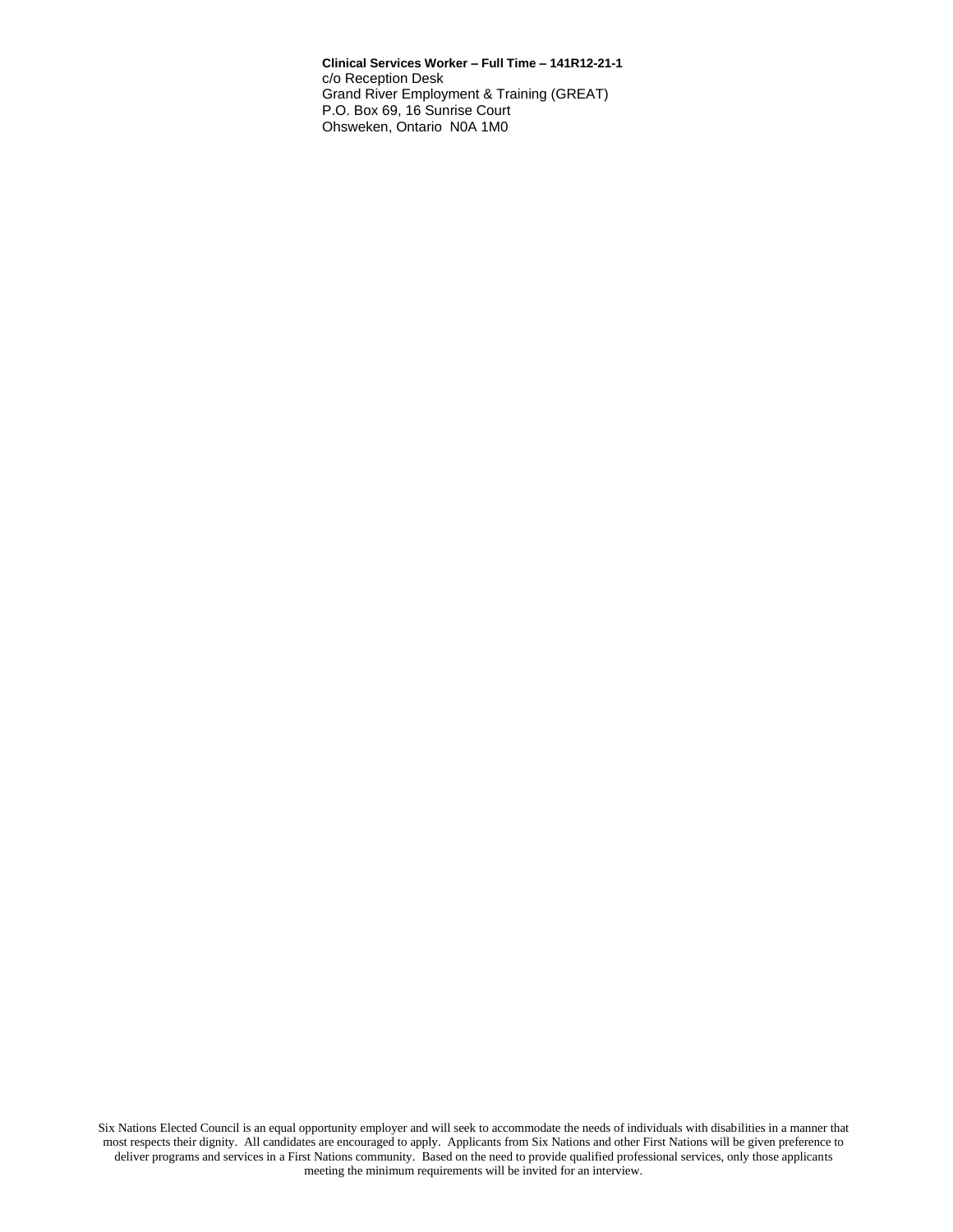**Clinical Services Worker – Full Time – 141R12-21-1**
c/o Reception Desk
Grand River Employment & Training (GREAT)
P.O. Box 69, 16 Sunrise Court
Ohsweken, Ontario  N0A 1M0

Six Nations Elected Council is an equal opportunity employer and will seek to accommodate the needs of individuals with disabilities in a manner that most respects their dignity. All candidates are encouraged to apply. Applicants from Six Nations and other First Nations will be given preference to deliver programs and services in a First Nations community. Based on the need to provide qualified professional services, only those applicants meeting the minimum requirements will be invited for an interview.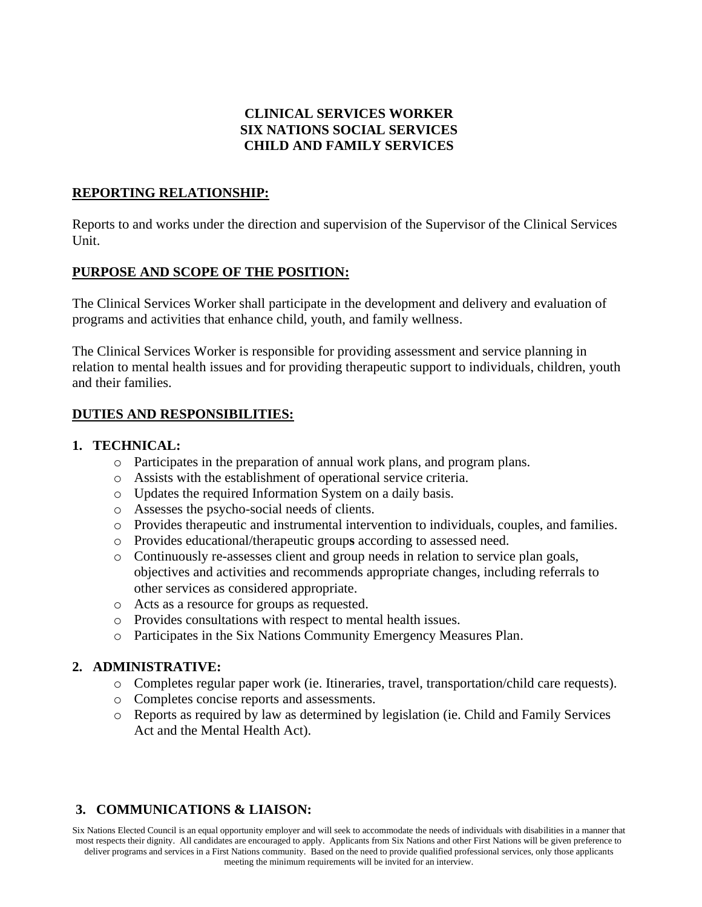**CLINICAL SERVICES WORKER**
**SIX NATIONS SOCIAL SERVICES**
**CHILD AND FAMILY SERVICES**

## REPORTING RELATIONSHIP:

Reports to and works under the direction and supervision of the Supervisor of the Clinical Services Unit.

## PURPOSE AND SCOPE OF THE POSITION:

The Clinical Services Worker shall participate in the development and delivery and evaluation of programs and activities that enhance child, youth, and family wellness.

The Clinical Services Worker is responsible for providing assessment and service planning in relation to mental health issues and for providing therapeutic support to individuals, children, youth and their families.

## DUTIES AND RESPONSIBILITIES:

### 1. TECHNICAL:

- Participates in the preparation of annual work plans, and program plans.
- Assists with the establishment of operational service criteria.
- Updates the required Information System on a daily basis.
- Assesses the psycho-social needs of clients.
- Provides therapeutic and instrumental intervention to individuals, couples, and families.
- Provides educational/therapeutic group**s** according to assessed need.
- Continuously re-assesses client and group needs in relation to service plan goals, objectives and activities and recommends appropriate changes, including referrals to other services as considered appropriate.
- Acts as a resource for groups as requested.
- Provides consultations with respect to mental health issues.
- Participates in the Six Nations Community Emergency Measures Plan.

### 2. ADMINISTRATIVE:

- Completes regular paper work (ie. Itineraries, travel, transportation/child care requests).
- Completes concise reports and assessments.
- Reports as required by law as determined by legislation (ie. Child and Family Services Act and the Mental Health Act).

### 3. COMMUNICATIONS & LIAISON:

Six Nations Elected Council is an equal opportunity employer and will seek to accommodate the needs of individuals with disabilities in a manner that most respects their dignity. All candidates are encouraged to apply. Applicants from Six Nations and other First Nations will be given preference to deliver programs and services in a First Nations community. Based on the need to provide qualified professional services, only those applicants meeting the minimum requirements will be invited for an interview.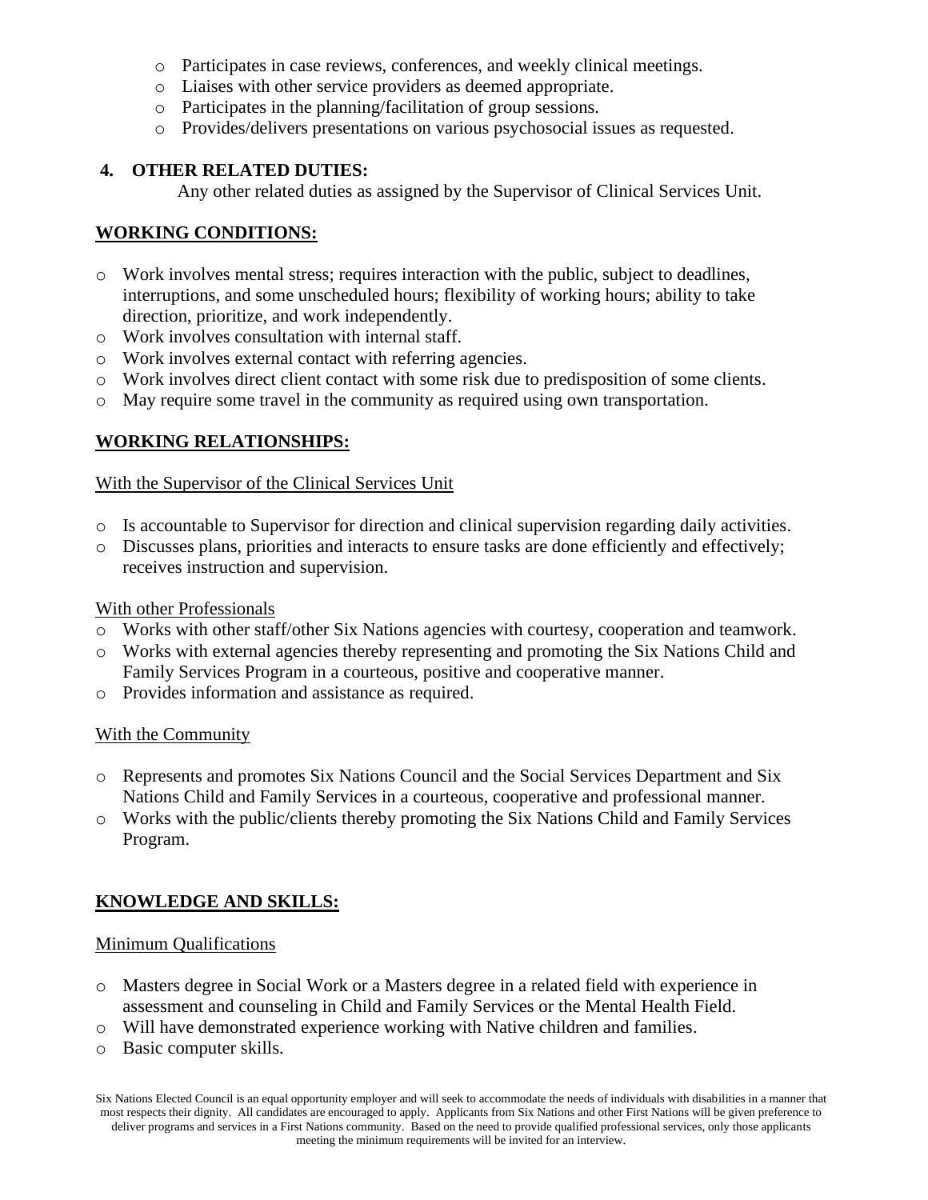- Participates in case reviews, conferences, and weekly clinical meetings.
- Liaises with other service providers as deemed appropriate.
- Participates in the planning/facilitation of group sessions.
- Provides/delivers presentations on various psychosocial issues as requested.

**4. OTHER RELATED DUTIES:**

Any other related duties as assigned by the Supervisor of Clinical Services Unit.

## WORKING CONDITIONS:

- Work involves mental stress; requires interaction with the public, subject to deadlines, interruptions, and some unscheduled hours; flexibility of working hours; ability to take direction, prioritize, and work independently.
- Work involves consultation with internal staff.
- Work involves external contact with referring agencies.
- Work involves direct client contact with some risk due to predisposition of some clients.
- May require some travel in the community as required using own transportation.

## WORKING RELATIONSHIPS:

With the Supervisor of the Clinical Services Unit

- Is accountable to Supervisor for direction and clinical supervision regarding daily activities.
- Discusses plans, priorities and interacts to ensure tasks are done efficiently and effectively; receives instruction and supervision.

With other Professionals

- Works with other staff/other Six Nations agencies with courtesy, cooperation and teamwork.
- Works with external agencies thereby representing and promoting the Six Nations Child and Family Services Program in a courteous, positive and cooperative manner.
- Provides information and assistance as required.

With the Community

- Represents and promotes Six Nations Council and the Social Services Department and Six Nations Child and Family Services in a courteous, cooperative and professional manner.
- Works with the public/clients thereby promoting the Six Nations Child and Family Services Program.

## KNOWLEDGE AND SKILLS:

Minimum Qualifications

- Masters degree in Social Work or a Masters degree in a related field with experience in assessment and counseling in Child and Family Services or the Mental Health Field.
- Will have demonstrated experience working with Native children and families.
- Basic computer skills.

Six Nations Elected Council is an equal opportunity employer and will seek to accommodate the needs of individuals with disabilities in a manner that most respects their dignity. All candidates are encouraged to apply. Applicants from Six Nations and other First Nations will be given preference to deliver programs and services in a First Nations community. Based on the need to provide qualified professional services, only those applicants meeting the minimum requirements will be invited for an interview.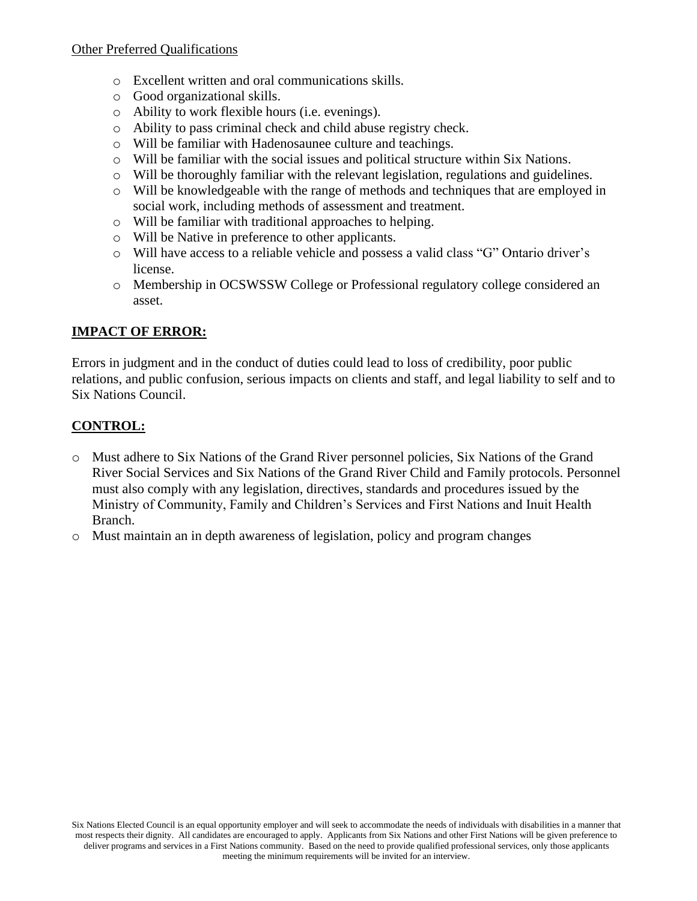Other Preferred Qualifications

- Excellent written and oral communications skills.
- Good organizational skills.
- Ability to work flexible hours (i.e. evenings).
- Ability to pass criminal check and child abuse registry check.
- Will be familiar with Hadenosaunee culture and teachings.
- Will be familiar with the social issues and political structure within Six Nations.
- Will be thoroughly familiar with the relevant legislation, regulations and guidelines.
- Will be knowledgeable with the range of methods and techniques that are employed in social work, including methods of assessment and treatment.
- Will be familiar with traditional approaches to helping.
- Will be Native in preference to other applicants.
- Will have access to a reliable vehicle and possess a valid class "G" Ontario driver's license.
- Membership in OCSWSSW College or Professional regulatory college considered an asset.

## IMPACT OF ERROR:

Errors in judgment and in the conduct of duties could lead to loss of credibility, poor public relations, and public confusion, serious impacts on clients and staff, and legal liability to self and to Six Nations Council.

## CONTROL:

- Must adhere to Six Nations of the Grand River personnel policies, Six Nations of the Grand River Social Services and Six Nations of the Grand River Child and Family protocols. Personnel must also comply with any legislation, directives, standards and procedures issued by the Ministry of Community, Family and Children's Services and First Nations and Inuit Health Branch.
- Must maintain an in depth awareness of legislation, policy and program changes

Six Nations Elected Council is an equal opportunity employer and will seek to accommodate the needs of individuals with disabilities in a manner that most respects their dignity. All candidates are encouraged to apply. Applicants from Six Nations and other First Nations will be given preference to deliver programs and services in a First Nations community. Based on the need to provide qualified professional services, only those applicants meeting the minimum requirements will be invited for an interview.